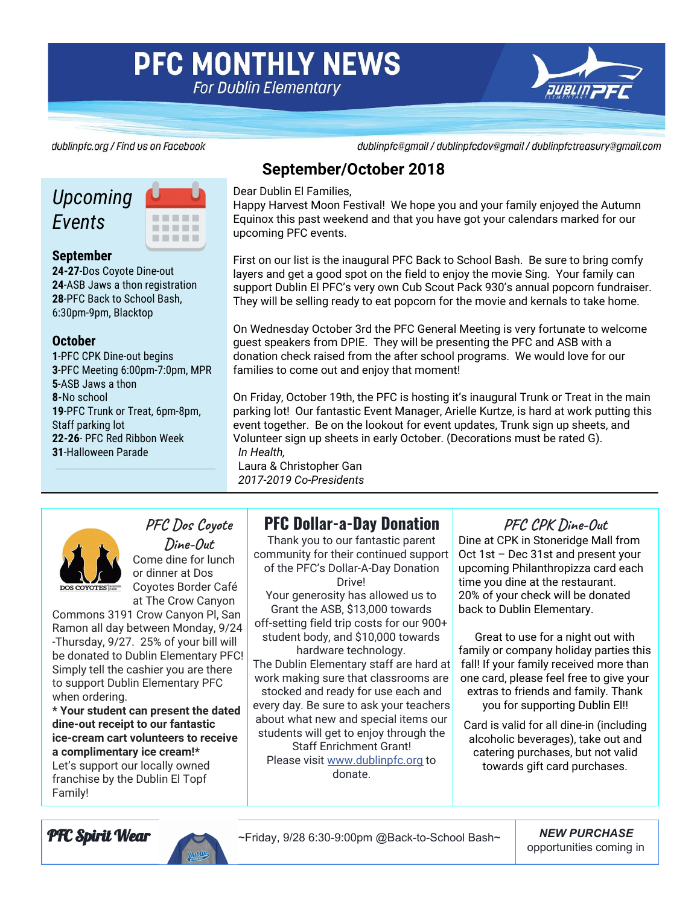# PFC MONTHLY NEWS

*For Dublin Elementary*

*dublinpfc.org / Find us on Facebook*

*dublinpfc@gmail / dublinpfcdov@gmail / dublinpfctreasury@gmail.com*

## September/October 2018

## *Upcoming Events*

### September

**24-27**-Dos Coyote Dine-out
**24**-ASB Jaws a thon registration
**28**-PFC Back to School Bash, 6:30pm-9pm, Blacktop

### October

**1**-PFC CPK Dine-out begins
**3**-PFC Meeting 6:00pm-7:0pm, MPR
**5**-ASB Jaws a thon
**8-**No school
**19**-PFC Trunk or Treat, 6pm-8pm, Staff parking lot
**22-26**- PFC Red Ribbon Week
**31**-Halloween Parade

Dear Dublin El Families,
Happy Harvest Moon Festival! We hope you and your family enjoyed the Autumn Equinox this past weekend and that you have got your calendars marked for our upcoming PFC events.

First on our list is the inaugural PFC Back to School Bash. Be sure to bring comfy layers and get a good spot on the field to enjoy the movie Sing. Your family can support Dublin El PFC's very own Cub Scout Pack 930's annual popcorn fundraiser. They will be selling ready to eat popcorn for the movie and kernals to take home.

On Wednesday October 3rd the PFC General Meeting is very fortunate to welcome guest speakers from DPIE. They will be presenting the PFC and ASB with a donation check raised from the after school programs. We would love for our families to come out and enjoy that moment!

On Friday, October 19th, the PFC is hosting it's inaugural Trunk or Treat in the main parking lot! Our fantastic Event Manager, Arielle Kurtze, is hard at work putting this event together. Be on the lookout for event updates, Trunk sign up sheets, and Volunteer sign up sheets in early October. (Decorations must be rated G).

*In Health,*
Laura & Christopher Gan
*2017-2019 Co-Presidents*

---

### *PFC Dos Coyote Dine-Out*

Come dine for lunch or dinner at Dos Coyotes Border Café at The Crow Canyon Commons 3191 Crow Canyon Pl, San Ramon all day between Monday, 9/24 -Thursday, 9/27. 25% of your bill will be donated to Dublin Elementary PFC! Simply tell the cashier you are there to support Dublin Elementary PFC when ordering.

**\* Your student can present the dated dine-out receipt to our fantastic ice-cream cart volunteers to receive a complimentary ice cream!\***

Let's support our locally owned franchise by the Dublin El Topf Family!

### PFC Dollar-a-Day Donation

Thank you to our fantastic parent community for their continued support of the PFC's Dollar-A-Day Donation Drive!

Your generosity has allowed us to Grant the ASB, $13,000 towards off-setting field trip costs for our 900+ student body, and $10,000 towards hardware technology.

The Dublin Elementary staff are hard at work making sure that classrooms are stocked and ready for use each and every day. Be sure to ask your teachers about what new and special items our students will get to enjoy through the Staff Enrichment Grant!

Please visit www.dublinpfc.org to donate.

### *PFC CPK Dine-Out*

Dine at CPK in Stoneridge Mall from Oct 1st – Dec 31st and present your upcoming Philanthropizza card each time you dine at the restaurant. 20% of your check will be donated back to Dublin Elementary.

Great to use for a night out with family or company holiday parties this fall! If your family received more than one card, please feel free to give your extras to friends and family. Thank you for supporting Dublin El!!

Card is valid for all dine-in (including alcoholic beverages), take out and catering purchases, but not valid towards gift card purchases.

---

### *PFC Spirit Wear*

~Friday, 9/28 6:30-9:00pm @Back-to-School Bash~

***NEW PURCHASE*** opportunities coming in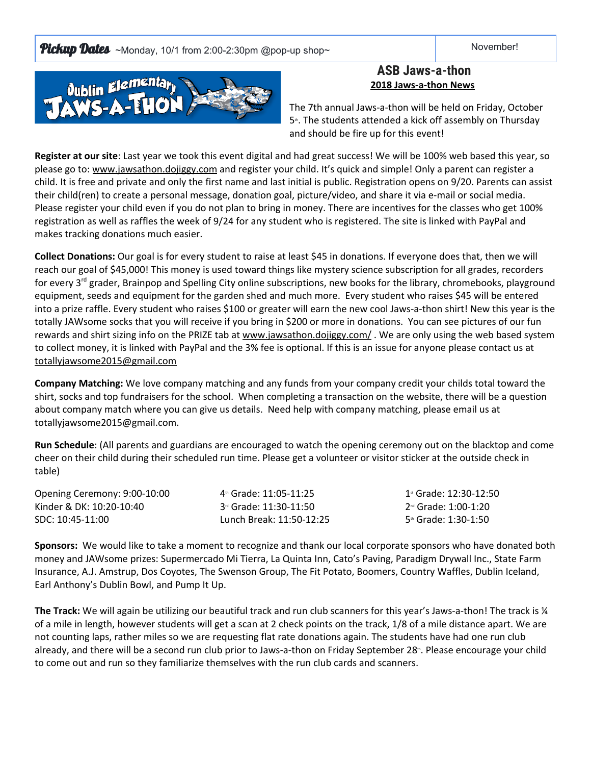| **Pickup Dates** ~Monday, 10/1 from 2:00-2:30pm @pop-up shop~ | November! |
| --- | --- |

## ASB Jaws-a-thon

**2018 Jaws-a-thon News**

The 7th annual Jaws-a-thon will be held on Friday, October 5th. The students attended a kick off assembly on Thursday and should be fire up for this event!

**Register at our site**: Last year we took this event digital and had great success! We will be 100% web based this year, so please go to: www.jawsathon.dojiggy.com and register your child. It's quick and simple! Only a parent can register a child. It is free and private and only the first name and last initial is public. Registration opens on 9/20. Parents can assist their child(ren) to create a personal message, donation goal, picture/video, and share it via e-mail or social media. Please register your child even if you do not plan to bring in money. There are incentives for the classes who get 100% registration as well as raffles the week of 9/24 for any student who is registered. The site is linked with PayPal and makes tracking donations much easier.

**Collect Donations:** Our goal is for every student to raise at least $45 in donations. If everyone does that, then we will reach our goal of $45,000! This money is used toward things like mystery science subscription for all grades, recorders for every 3rd grader, Brainpop and Spelling City online subscriptions, new books for the library, chromebooks, playground equipment, seeds and equipment for the garden shed and much more. Every student who raises $45 will be entered into a prize raffle. Every student who raises $100 or greater will earn the new cool Jaws-a-thon shirt! New this year is the totally JAWsome socks that you will receive if you bring in $200 or more in donations. You can see pictures of our fun rewards and shirt sizing info on the PRIZE tab at www.jawsathon.dojiggy.com/ . We are only using the web based system to collect money, it is linked with PayPal and the 3% fee is optional. If this is an issue for anyone please contact us at totallyjawsome2015@gmail.com

**Company Matching:** We love company matching and any funds from your company credit your childs total toward the shirt, socks and top fundraisers for the school. When completing a transaction on the website, there will be a question about company match where you can give us details. Need help with company matching, please email us at totallyjawsome2015@gmail.com.

**Run Schedule**: (All parents and guardians are encouraged to watch the opening ceremony out on the blacktop and come cheer on their child during their scheduled run time. Please get a volunteer or visitor sticker at the outside check in table)

| | | |
| --- | --- | --- |
| Opening Ceremony: 9:00-10:00 | 4th Grade: 11:05-11:25 | 1st Grade: 12:30-12:50 |
| Kinder & DK: 10:20-10:40 | 3rd Grade: 11:30-11:50 | 2nd Grade: 1:00-1:20 |
| SDC: 10:45-11:00 | Lunch Break: 11:50-12:25 | 5th Grade: 1:30-1:50 |

**Sponsors:** We would like to take a moment to recognize and thank our local corporate sponsors who have donated both money and JAWsome prizes: Supermercado Mi Tierra, La Quinta Inn, Cato's Paving, Paradigm Drywall Inc., State Farm Insurance, A.J. Amstrup, Dos Coyotes, The Swenson Group, The Fit Potato, Boomers, Country Waffles, Dublin Iceland, Earl Anthony's Dublin Bowl, and Pump It Up.

**The Track:** We will again be utilizing our beautiful track and run club scanners for this year's Jaws-a-thon! The track is ¼ of a mile in length, however students will get a scan at 2 check points on the track, 1/8 of a mile distance apart. We are not counting laps, rather miles so we are requesting flat rate donations again. The students have had one run club already, and there will be a second run club prior to Jaws-a-thon on Friday September 28th. Please encourage your child to come out and run so they familiarize themselves with the run club cards and scanners.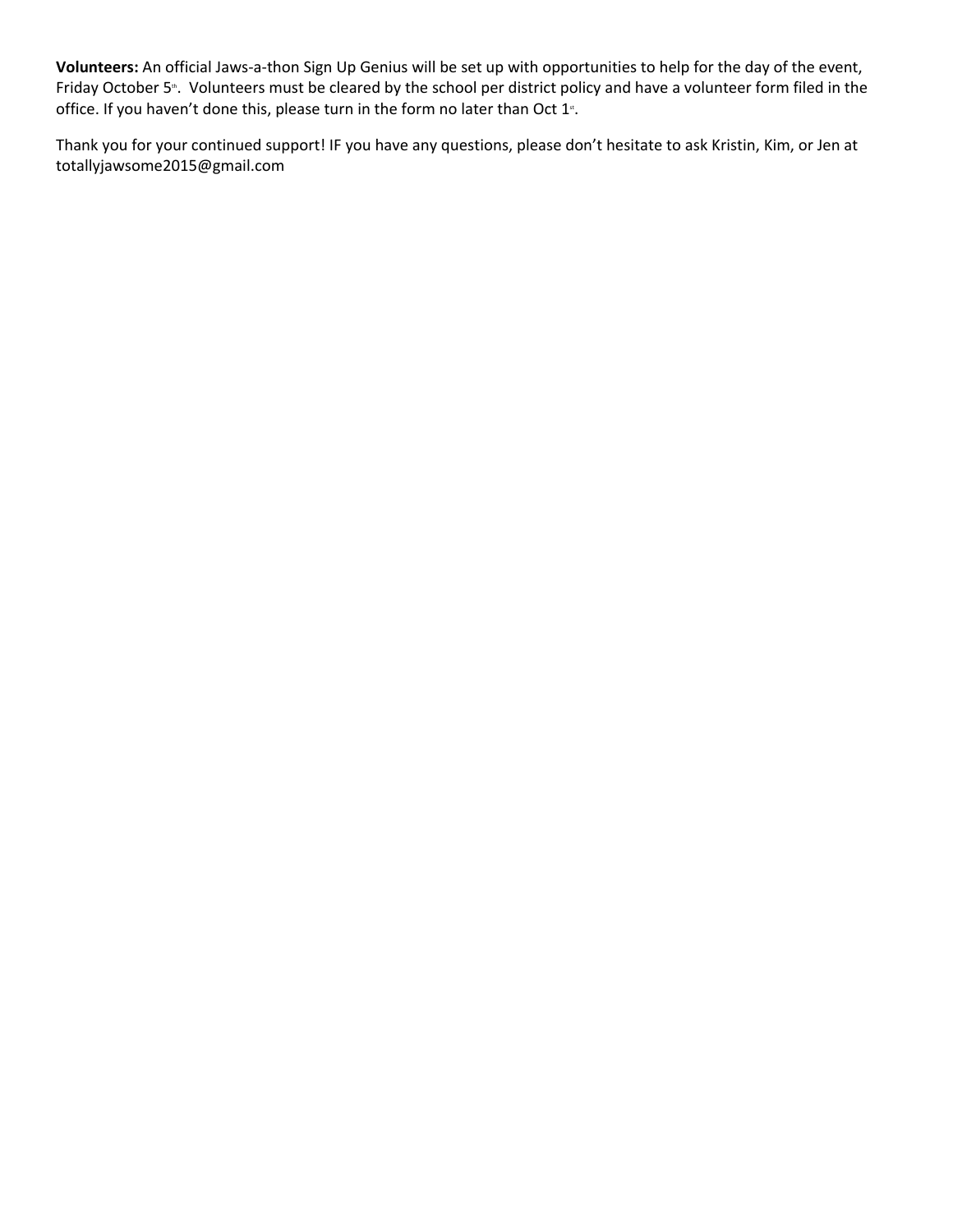**Volunteers:** An official Jaws-a-thon Sign Up Genius will be set up with opportunities to help for the day of the event, Friday October 5th. Volunteers must be cleared by the school per district policy and have a volunteer form filed in the office. If you haven't done this, please turn in the form no later than Oct 1st.

Thank you for your continued support! IF you have any questions, please don't hesitate to ask Kristin, Kim, or Jen at totallyjawsome2015@gmail.com